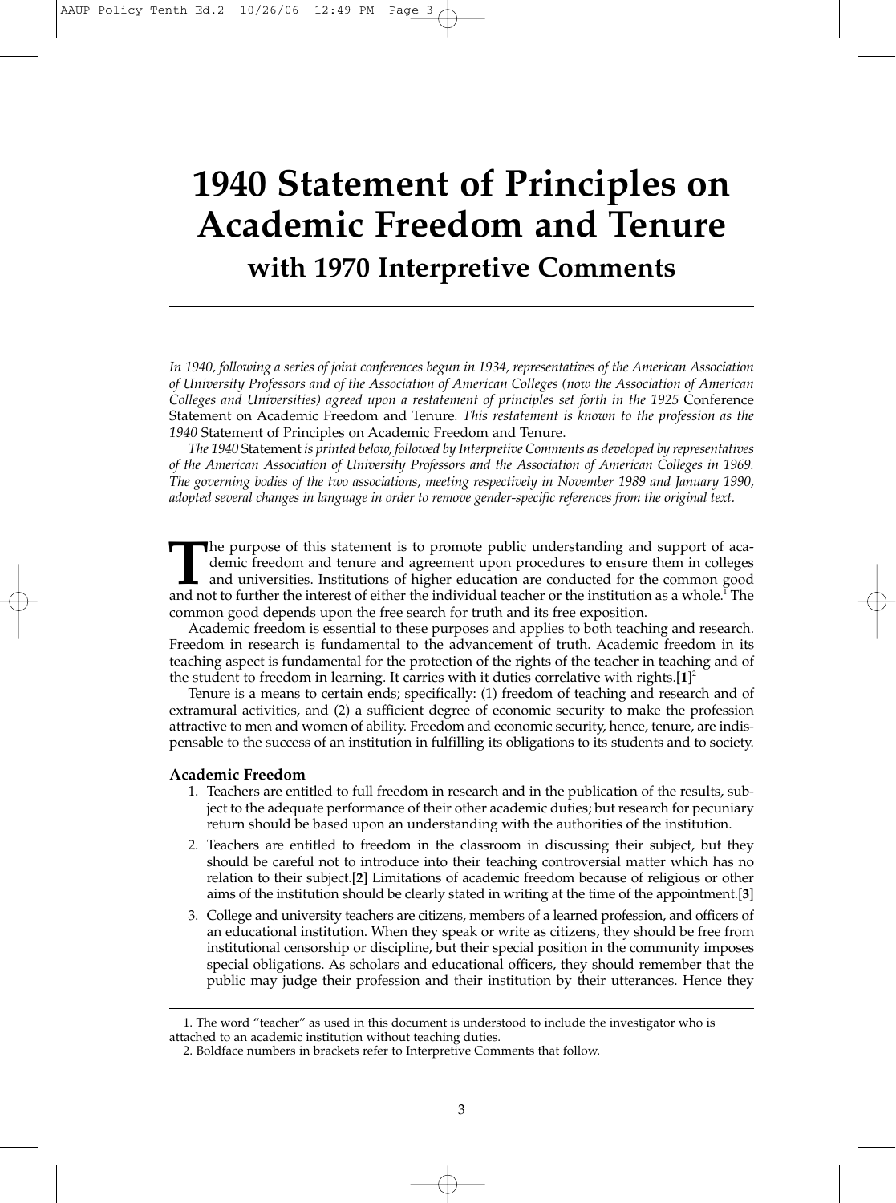# 1940 Statement of Principles on Academic Freedom and Tenure

## with 1970 Interpretive Comments

*In 1940, following a series of joint conferences begun in 1934, representatives of the American Association of University Professors and of the Association of American Colleges (now the Association of American Colleges and Universities) agreed upon a restatement of principles set forth in the 1925* Conference Statement on Academic Freedom and Tenure*. This restatement is known to the profession as the 1940* Statement of Principles on Academic Freedom and Tenure.

*The 1940* Statement *is printed below, followed by Interpretive Comments as developed by representatives of the American Association of University Professors and the Association of American Colleges in 1969. The governing bodies of the two associations, meeting respectively in November 1989 and January 1990, adopted several changes in language in order to remove gender-specific references from the original text.*

The purpose of this statement is to promote public understanding and support of academic freedom and tenure and agreement upon procedures to ensure them in colleges and universities. Institutions of higher education are conducted for the common good and not to further the interest of either the individual teacher or the institution as a whole.[1] The common good depends upon the free search for truth and its free exposition.

Academic freedom is essential to these purposes and applies to both teaching and research. Freedom in research is fundamental to the advancement of truth. Academic freedom in its teaching aspect is fundamental for the protection of the rights of the teacher in teaching and of the student to freedom in learning. It carries with it duties correlative with rights.**[1]**[2]

Tenure is a means to certain ends; specifically: (1) freedom of teaching and research and of extramural activities, and (2) a sufficient degree of economic security to make the profession attractive to men and women of ability. Freedom and economic security, hence, tenure, are indispensable to the success of an institution in fulfilling its obligations to its students and to society.

### Academic Freedom

1. Teachers are entitled to full freedom in research and in the publication of the results, subject to the adequate performance of their other academic duties; but research for pecuniary return should be based upon an understanding with the authorities of the institution.
2. Teachers are entitled to freedom in the classroom in discussing their subject, but they should be careful not to introduce into their teaching controversial matter which has no relation to their subject.**[2]** Limitations of academic freedom because of religious or other aims of the institution should be clearly stated in writing at the time of the appointment.**[3]**
3. College and university teachers are citizens, members of a learned profession, and officers of an educational institution. When they speak or write as citizens, they should be free from institutional censorship or discipline, but their special position in the community imposes special obligations. As scholars and educational officers, they should remember that the public may judge their profession and their institution by their utterances. Hence they

---

1. The word "teacher" as used in this document is understood to include the investigator who is attached to an academic institution without teaching duties.

2. Boldface numbers in brackets refer to Interpretive Comments that follow.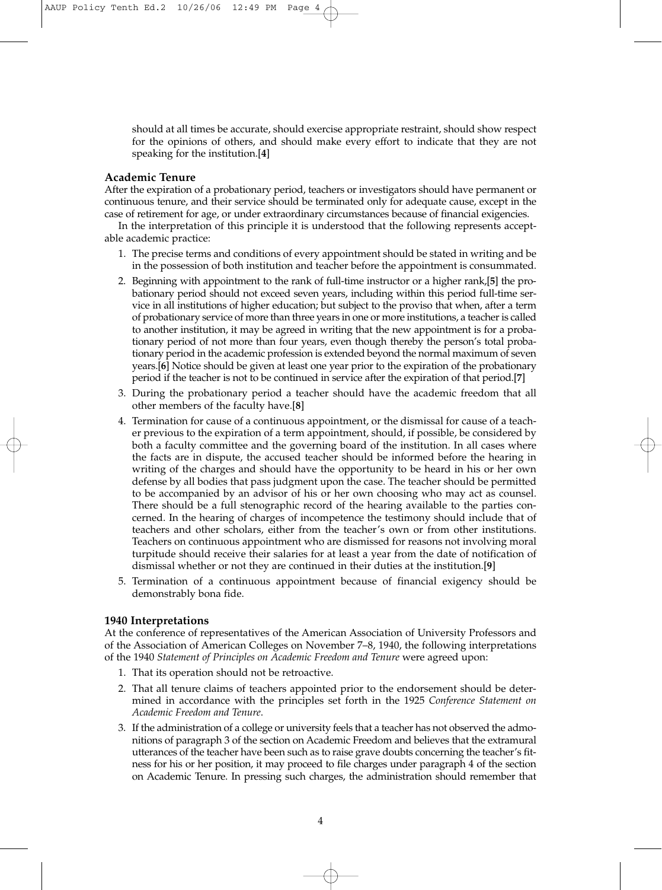should at all times be accurate, should exercise appropriate restraint, should show respect for the opinions of others, and should make every effort to indicate that they are not speaking for the institution.[**4**]

### Academic Tenure

After the expiration of a probationary period, teachers or investigators should have permanent or continuous tenure, and their service should be terminated only for adequate cause, except in the case of retirement for age, or under extraordinary circumstances because of financial exigencies.

In the interpretation of this principle it is understood that the following represents acceptable academic practice:

1. The precise terms and conditions of every appointment should be stated in writing and be in the possession of both institution and teacher before the appointment is consummated.
2. Beginning with appointment to the rank of full-time instructor or a higher rank,[**5**] the probationary period should not exceed seven years, including within this period full-time service in all institutions of higher education; but subject to the proviso that when, after a term of probationary service of more than three years in one or more institutions, a teacher is called to another institution, it may be agreed in writing that the new appointment is for a probationary period of not more than four years, even though thereby the person's total probationary period in the academic profession is extended beyond the normal maximum of seven years.[**6**] Notice should be given at least one year prior to the expiration of the probationary period if the teacher is not to be continued in service after the expiration of that period.[**7**]
3. During the probationary period a teacher should have the academic freedom that all other members of the faculty have.[**8**]
4. Termination for cause of a continuous appointment, or the dismissal for cause of a teacher previous to the expiration of a term appointment, should, if possible, be considered by both a faculty committee and the governing board of the institution. In all cases where the facts are in dispute, the accused teacher should be informed before the hearing in writing of the charges and should have the opportunity to be heard in his or her own defense by all bodies that pass judgment upon the case. The teacher should be permitted to be accompanied by an advisor of his or her own choosing who may act as counsel. There should be a full stenographic record of the hearing available to the parties concerned. In the hearing of charges of incompetence the testimony should include that of teachers and other scholars, either from the teacher's own or from other institutions. Teachers on continuous appointment who are dismissed for reasons not involving moral turpitude should receive their salaries for at least a year from the date of notification of dismissal whether or not they are continued in their duties at the institution.[**9**]
5. Termination of a continuous appointment because of financial exigency should be demonstrably bona fide.

### 1940 Interpretations

At the conference of representatives of the American Association of University Professors and of the Association of American Colleges on November 7–8, 1940, the following interpretations of the 1940 *Statement of Principles on Academic Freedom and Tenure* were agreed upon:

1. That its operation should not be retroactive.
2. That all tenure claims of teachers appointed prior to the endorsement should be determined in accordance with the principles set forth in the 1925 *Conference Statement on Academic Freedom and Tenure*.
3. If the administration of a college or university feels that a teacher has not observed the admonitions of paragraph 3 of the section on Academic Freedom and believes that the extramural utterances of the teacher have been such as to raise grave doubts concerning the teacher's fitness for his or her position, it may proceed to file charges under paragraph 4 of the section on Academic Tenure. In pressing such charges, the administration should remember that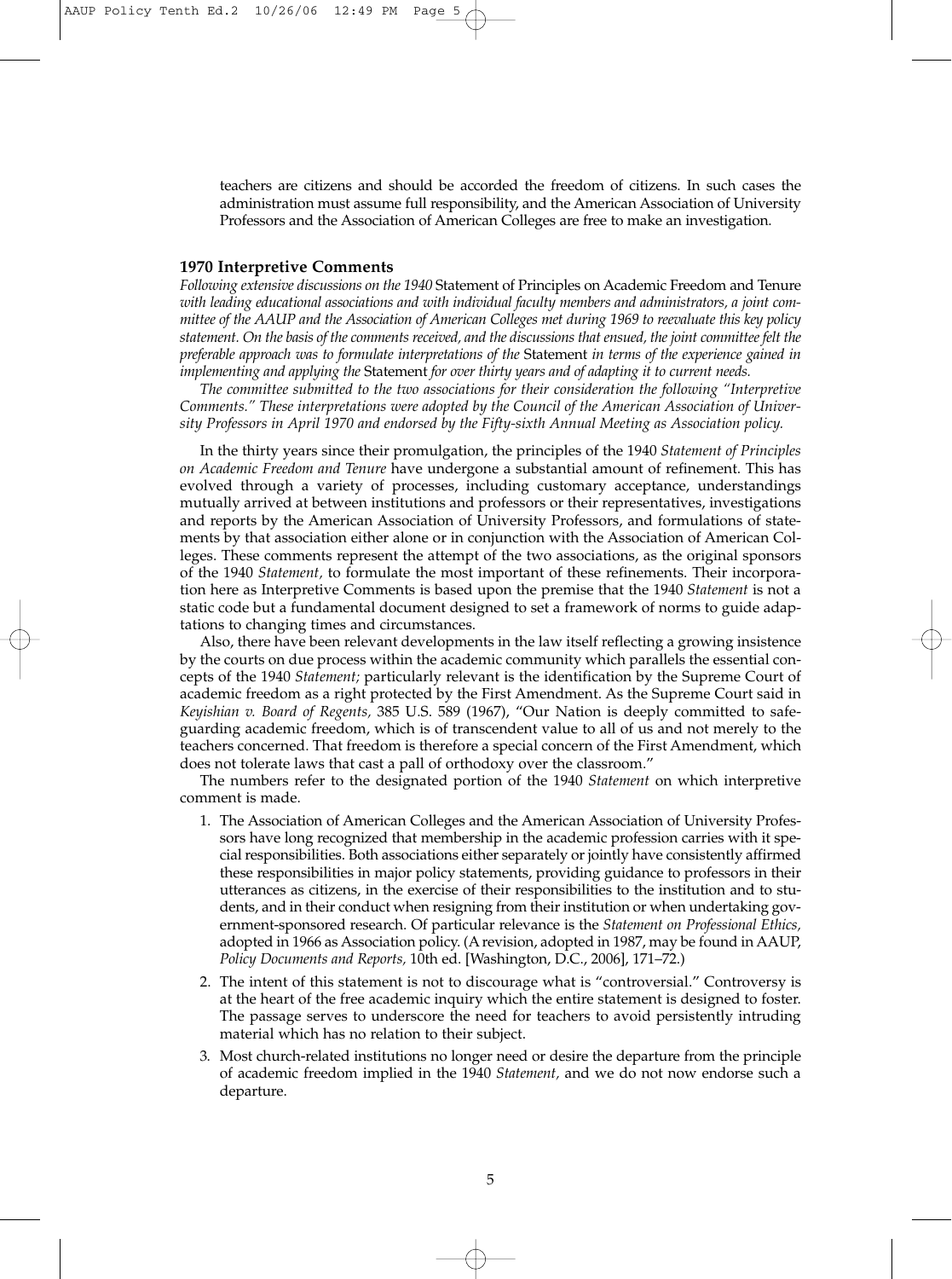teachers are citizens and should be accorded the freedom of citizens. In such cases the administration must assume full responsibility, and the American Association of University Professors and the Association of American Colleges are free to make an investigation.

### 1970 Interpretive Comments

*Following extensive discussions on the 1940* Statement of Principles on Academic Freedom and Tenure *with leading educational associations and with individual faculty members and administrators, a joint committee of the AAUP and the Association of American Colleges met during 1969 to reevaluate this key policy statement. On the basis of the comments received, and the discussions that ensued, the joint committee felt the preferable approach was to formulate interpretations of the* Statement *in terms of the experience gained in implementing and applying the* Statement *for over thirty years and of adapting it to current needs.*

*The committee submitted to the two associations for their consideration the following "Interpretive Comments." These interpretations were adopted by the Council of the American Association of University Professors in April 1970 and endorsed by the Fifty-sixth Annual Meeting as Association policy.*

In the thirty years since their promulgation, the principles of the 1940 *Statement of Principles on Academic Freedom and Tenure* have undergone a substantial amount of refinement. This has evolved through a variety of processes, including customary acceptance, understandings mutually arrived at between institutions and professors or their representatives, investigations and reports by the American Association of University Professors, and formulations of statements by that association either alone or in conjunction with the Association of American Colleges. These comments represent the attempt of the two associations, as the original sponsors of the 1940 *Statement,* to formulate the most important of these refinements. Their incorporation here as Interpretive Comments is based upon the premise that the 1940 *Statement* is not a static code but a fundamental document designed to set a framework of norms to guide adaptations to changing times and circumstances.

Also, there have been relevant developments in the law itself reflecting a growing insistence by the courts on due process within the academic community which parallels the essential concepts of the 1940 *Statement;* particularly relevant is the identification by the Supreme Court of academic freedom as a right protected by the First Amendment. As the Supreme Court said in *Keyishian v. Board of Regents,* 385 U.S. 589 (1967), "Our Nation is deeply committed to safeguarding academic freedom, which is of transcendent value to all of us and not merely to the teachers concerned. That freedom is therefore a special concern of the First Amendment, which does not tolerate laws that cast a pall of orthodoxy over the classroom."

The numbers refer to the designated portion of the 1940 *Statement* on which interpretive comment is made.

1. The Association of American Colleges and the American Association of University Professors have long recognized that membership in the academic profession carries with it special responsibilities. Both associations either separately or jointly have consistently affirmed these responsibilities in major policy statements, providing guidance to professors in their utterances as citizens, in the exercise of their responsibilities to the institution and to students, and in their conduct when resigning from their institution or when undertaking government-sponsored research. Of particular relevance is the *Statement on Professional Ethics,* adopted in 1966 as Association policy. (A revision, adopted in 1987, may be found in AAUP, *Policy Documents and Reports,* 10th ed. [Washington, D.C., 2006], 171–72.)
2. The intent of this statement is not to discourage what is "controversial." Controversy is at the heart of the free academic inquiry which the entire statement is designed to foster. The passage serves to underscore the need for teachers to avoid persistently intruding material which has no relation to their subject.
3. Most church-related institutions no longer need or desire the departure from the principle of academic freedom implied in the 1940 *Statement,* and we do not now endorse such a departure.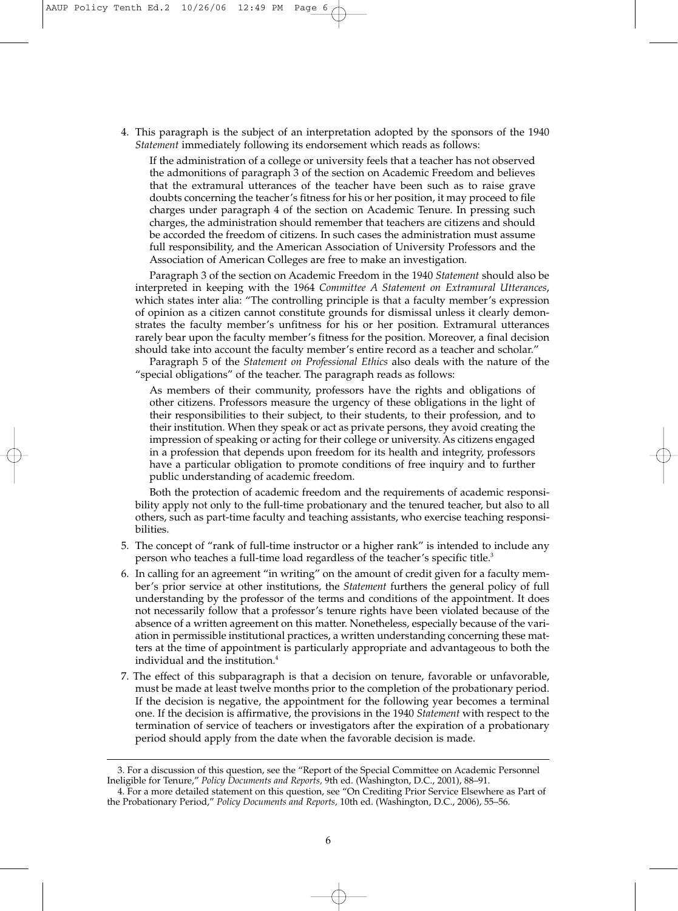4. This paragraph is the subject of an interpretation adopted by the sponsors of the 1940 *Statement* immediately following its endorsement which reads as follows:

   If the administration of a college or university feels that a teacher has not observed the admonitions of paragraph 3 of the section on Academic Freedom and believes that the extramural utterances of the teacher have been such as to raise grave doubts concerning the teacher's fitness for his or her position, it may proceed to file charges under paragraph 4 of the section on Academic Tenure. In pressing such charges, the administration should remember that teachers are citizens and should be accorded the freedom of citizens. In such cases the administration must assume full responsibility, and the American Association of University Professors and the Association of American Colleges are free to make an investigation.

   Paragraph 3 of the section on Academic Freedom in the 1940 *Statement* should also be interpreted in keeping with the 1964 *Committee A Statement on Extramural Utterances*, which states inter alia: "The controlling principle is that a faculty member's expression of opinion as a citizen cannot constitute grounds for dismissal unless it clearly demonstrates the faculty member's unfitness for his or her position. Extramural utterances rarely bear upon the faculty member's fitness for the position. Moreover, a final decision should take into account the faculty member's entire record as a teacher and scholar."

   Paragraph 5 of the *Statement on Professional Ethics* also deals with the nature of the "special obligations" of the teacher. The paragraph reads as follows:

   As members of their community, professors have the rights and obligations of other citizens. Professors measure the urgency of these obligations in the light of their responsibilities to their subject, to their students, to their profession, and to their institution. When they speak or act as private persons, they avoid creating the impression of speaking or acting for their college or university. As citizens engaged in a profession that depends upon freedom for its health and integrity, professors have a particular obligation to promote conditions of free inquiry and to further public understanding of academic freedom.

   Both the protection of academic freedom and the requirements of academic responsibility apply not only to the full-time probationary and the tenured teacher, but also to all others, such as part-time faculty and teaching assistants, who exercise teaching responsibilities.

5. The concept of "rank of full-time instructor or a higher rank" is intended to include any person who teaches a full-time load regardless of the teacher's specific title.[3]

6. In calling for an agreement "in writing" on the amount of credit given for a faculty member's prior service at other institutions, the *Statement* furthers the general policy of full understanding by the professor of the terms and conditions of the appointment. It does not necessarily follow that a professor's tenure rights have been violated because of the absence of a written agreement on this matter. Nonetheless, especially because of the variation in permissible institutional practices, a written understanding concerning these matters at the time of appointment is particularly appropriate and advantageous to both the individual and the institution.[4]

7. The effect of this subparagraph is that a decision on tenure, favorable or unfavorable, must be made at least twelve months prior to the completion of the probationary period. If the decision is negative, the appointment for the following year becomes a terminal one. If the decision is affirmative, the provisions in the 1940 *Statement* with respect to the termination of service of teachers or investigators after the expiration of a probationary period should apply from the date when the favorable decision is made.

---

3. For a discussion of this question, see the "Report of the Special Committee on Academic Personnel Ineligible for Tenure," *Policy Documents and Reports*, 9th ed. (Washington, D.C., 2001), 88–91.

4. For a more detailed statement on this question, see "On Crediting Prior Service Elsewhere as Part of the Probationary Period," *Policy Documents and Reports*, 10th ed. (Washington, D.C., 2006), 55–56.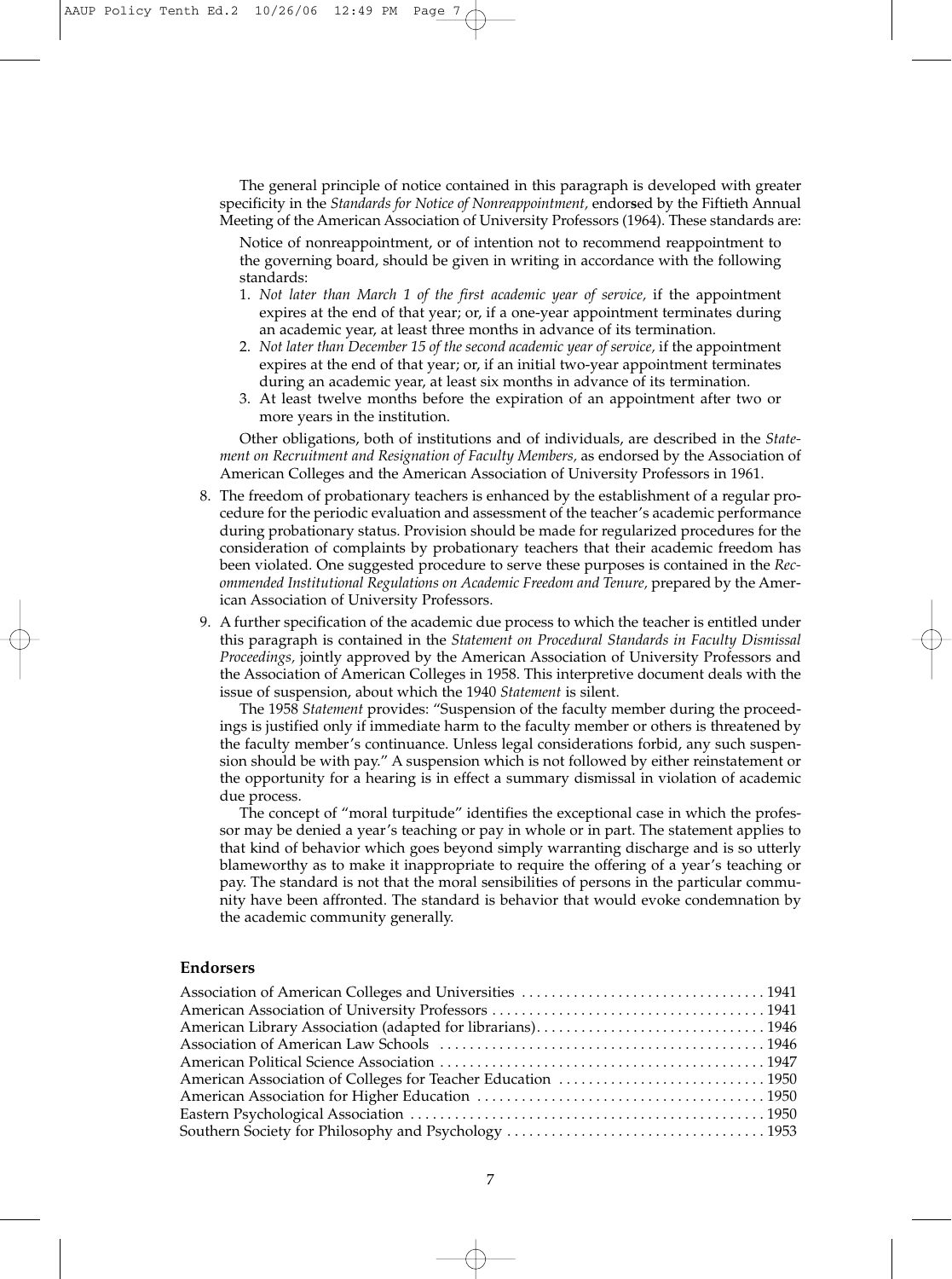The general principle of notice contained in this paragraph is developed with greater specificity in the *Standards for Notice of Nonreappointment,* endorsed by the Fiftieth Annual Meeting of the American Association of University Professors (1964). These standards are:

> Notice of nonreappointment, or of intention not to recommend reappointment to the governing board, should be given in writing in accordance with the following standards:
>
> 1. *Not later than March 1 of the first academic year of service,* if the appointment expires at the end of that year; or, if a one-year appointment terminates during an academic year, at least three months in advance of its termination.
> 2. *Not later than December 15 of the second academic year of service,* if the appointment expires at the end of that year; or, if an initial two-year appointment terminates during an academic year, at least six months in advance of its termination.
> 3. At least twelve months before the expiration of an appointment after two or more years in the institution.

Other obligations, both of institutions and of individuals, are described in the *Statement on Recruitment and Resignation of Faculty Members,* as endorsed by the Association of American Colleges and the American Association of University Professors in 1961.

8. The freedom of probationary teachers is enhanced by the establishment of a regular procedure for the periodic evaluation and assessment of the teacher's academic performance during probationary status. Provision should be made for regularized procedures for the consideration of complaints by probationary teachers that their academic freedom has been violated. One suggested procedure to serve these purposes is contained in the *Recommended Institutional Regulations on Academic Freedom and Tenure,* prepared by the American Association of University Professors.

9. A further specification of the academic due process to which the teacher is entitled under this paragraph is contained in the *Statement on Procedural Standards in Faculty Dismissal Proceedings,* jointly approved by the American Association of University Professors and the Association of American Colleges in 1958. This interpretive document deals with the issue of suspension, about which the 1940 *Statement* is silent.

   The 1958 *Statement* provides: "Suspension of the faculty member during the proceedings is justified only if immediate harm to the faculty member or others is threatened by the faculty member's continuance. Unless legal considerations forbid, any such suspension should be with pay." A suspension which is not followed by either reinstatement or the opportunity for a hearing is in effect a summary dismissal in violation of academic due process.

   The concept of "moral turpitude" identifies the exceptional case in which the professor may be denied a year's teaching or pay in whole or in part. The statement applies to that kind of behavior which goes beyond simply warranting discharge and is so utterly blameworthy as to make it inappropriate to require the offering of a year's teaching or pay. The standard is not that the moral sensibilities of persons in the particular community have been affronted. The standard is behavior that would evoke condemnation by the academic community generally.

### Endorsers

| | |
|---|---|
| Association of American Colleges and Universities | 1941 |
| American Association of University Professors | 1941 |
| American Library Association (adapted for librarians) | 1946 |
| Association of American Law Schools | 1946 |
| American Political Science Association | 1947 |
| American Association of Colleges for Teacher Education | 1950 |
| American Association for Higher Education | 1950 |
| Eastern Psychological Association | 1950 |
| Southern Society for Philosophy and Psychology | 1953 |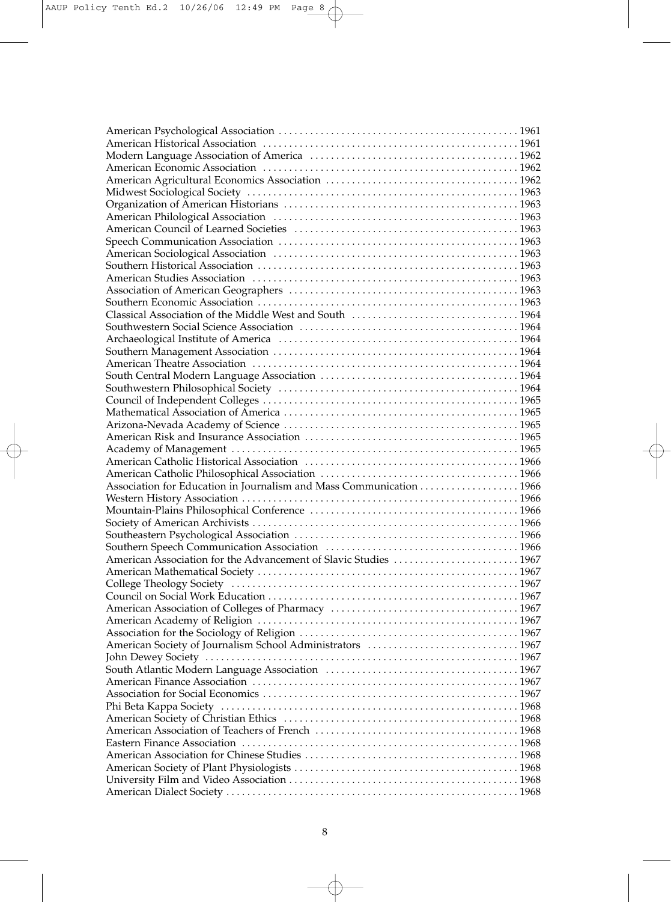American Psychological Association . . . . . . . . . . . . . . . . . . . . . . . . . . . . . . . . . . . . . . . . . . . . . 1961
American Historical Association . . . . . . . . . . . . . . . . . . . . . . . . . . . . . . . . . . . . . . . . . . . . . . . . 1961
Modern Language Association of America . . . . . . . . . . . . . . . . . . . . . . . . . . . . . . . . . . . . . . . 1962
American Economic Association . . . . . . . . . . . . . . . . . . . . . . . . . . . . . . . . . . . . . . . . . . . . . . . . 1962
American Agricultural Economics Association . . . . . . . . . . . . . . . . . . . . . . . . . . . . . . . . . . . . 1962
Midwest Sociological Society . . . . . . . . . . . . . . . . . . . . . . . . . . . . . . . . . . . . . . . . . . . . . . . . . . . 1963
Organization of American Historians . . . . . . . . . . . . . . . . . . . . . . . . . . . . . . . . . . . . . . . . . . . . 1963
American Philological Association . . . . . . . . . . . . . . . . . . . . . . . . . . . . . . . . . . . . . . . . . . . . . . 1963
American Council of Learned Societies . . . . . . . . . . . . . . . . . . . . . . . . . . . . . . . . . . . . . . . . . . 1963
Speech Communication Association . . . . . . . . . . . . . . . . . . . . . . . . . . . . . . . . . . . . . . . . . . . . . 1963
American Sociological Association . . . . . . . . . . . . . . . . . . . . . . . . . . . . . . . . . . . . . . . . . . . . . . 1963
Southern Historical Association . . . . . . . . . . . . . . . . . . . . . . . . . . . . . . . . . . . . . . . . . . . . . . . . . 1963
American Studies Association . . . . . . . . . . . . . . . . . . . . . . . . . . . . . . . . . . . . . . . . . . . . . . . . . . 1963
Association of American Geographers . . . . . . . . . . . . . . . . . . . . . . . . . . . . . . . . . . . . . . . . . . . 1963
Southern Economic Association . . . . . . . . . . . . . . . . . . . . . . . . . . . . . . . . . . . . . . . . . . . . . . . . . 1963
Classical Association of the Middle West and South . . . . . . . . . . . . . . . . . . . . . . . . . . . . . . . 1964
Southwestern Social Science Association . . . . . . . . . . . . . . . . . . . . . . . . . . . . . . . . . . . . . . . . . 1964
Archaeological Institute of America . . . . . . . . . . . . . . . . . . . . . . . . . . . . . . . . . . . . . . . . . . . . . 1964
Southern Management Association . . . . . . . . . . . . . . . . . . . . . . . . . . . . . . . . . . . . . . . . . . . . . . 1964
American Theatre Association . . . . . . . . . . . . . . . . . . . . . . . . . . . . . . . . . . . . . . . . . . . . . . . . . . 1964
South Central Modern Language Association . . . . . . . . . . . . . . . . . . . . . . . . . . . . . . . . . . . . . 1964
Southwestern Philosophical Society . . . . . . . . . . . . . . . . . . . . . . . . . . . . . . . . . . . . . . . . . . . . . 1964
Council of Independent Colleges . . . . . . . . . . . . . . . . . . . . . . . . . . . . . . . . . . . . . . . . . . . . . . . . 1965
Mathematical Association of America . . . . . . . . . . . . . . . . . . . . . . . . . . . . . . . . . . . . . . . . . . . . 1965
Arizona-Nevada Academy of Science . . . . . . . . . . . . . . . . . . . . . . . . . . . . . . . . . . . . . . . . . . . . 1965
American Risk and Insurance Association . . . . . . . . . . . . . . . . . . . . . . . . . . . . . . . . . . . . . . . . 1965
Academy of Management . . . . . . . . . . . . . . . . . . . . . . . . . . . . . . . . . . . . . . . . . . . . . . . . . . . . . . 1965
American Catholic Historical Association . . . . . . . . . . . . . . . . . . . . . . . . . . . . . . . . . . . . . . . . 1966
American Catholic Philosophical Association . . . . . . . . . . . . . . . . . . . . . . . . . . . . . . . . . . . . . 1966
Association for Education in Journalism and Mass Communication . . . . . . . . . . . . . . . . . . 1966
Western History Association . . . . . . . . . . . . . . . . . . . . . . . . . . . . . . . . . . . . . . . . . . . . . . . . . . . . 1966
Mountain-Plains Philosophical Conference . . . . . . . . . . . . . . . . . . . . . . . . . . . . . . . . . . . . . . . 1966
Society of American Archivists . . . . . . . . . . . . . . . . . . . . . . . . . . . . . . . . . . . . . . . . . . . . . . . . . . 1966
Southeastern Psychological Association . . . . . . . . . . . . . . . . . . . . . . . . . . . . . . . . . . . . . . . . . . 1966
Southern Speech Communication Association . . . . . . . . . . . . . . . . . . . . . . . . . . . . . . . . . . . . 1966
American Association for the Advancement of Slavic Studies . . . . . . . . . . . . . . . . . . . . . . . 1967
American Mathematical Society . . . . . . . . . . . . . . . . . . . . . . . . . . . . . . . . . . . . . . . . . . . . . . . . . 1967
College Theology Society . . . . . . . . . . . . . . . . . . . . . . . . . . . . . . . . . . . . . . . . . . . . . . . . . . . . . . 1967
Council on Social Work Education . . . . . . . . . . . . . . . . . . . . . . . . . . . . . . . . . . . . . . . . . . . . . . . 1967
American Association of Colleges of Pharmacy . . . . . . . . . . . . . . . . . . . . . . . . . . . . . . . . . . . 1967
American Academy of Religion . . . . . . . . . . . . . . . . . . . . . . . . . . . . . . . . . . . . . . . . . . . . . . . . . 1967
Association for the Sociology of Religion . . . . . . . . . . . . . . . . . . . . . . . . . . . . . . . . . . . . . . . . . 1967
American Society of Journalism School Administrators . . . . . . . . . . . . . . . . . . . . . . . . . . . . 1967
John Dewey Society . . . . . . . . . . . . . . . . . . . . . . . . . . . . . . . . . . . . . . . . . . . . . . . . . . . . . . . . . . . 1967
South Atlantic Modern Language Association . . . . . . . . . . . . . . . . . . . . . . . . . . . . . . . . . . . . 1967
American Finance Association . . . . . . . . . . . . . . . . . . . . . . . . . . . . . . . . . . . . . . . . . . . . . . . . . . 1967
Association for Social Economics . . . . . . . . . . . . . . . . . . . . . . . . . . . . . . . . . . . . . . . . . . . . . . . . 1967
Phi Beta Kappa Society . . . . . . . . . . . . . . . . . . . . . . . . . . . . . . . . . . . . . . . . . . . . . . . . . . . . . . . . 1968
American Society of Christian Ethics . . . . . . . . . . . . . . . . . . . . . . . . . . . . . . . . . . . . . . . . . . . . . 1968
American Association of Teachers of French . . . . . . . . . . . . . . . . . . . . . . . . . . . . . . . . . . . . . . 1968
Eastern Finance Association . . . . . . . . . . . . . . . . . . . . . . . . . . . . . . . . . . . . . . . . . . . . . . . . . . . . 1968
American Association for Chinese Studies . . . . . . . . . . . . . . . . . . . . . . . . . . . . . . . . . . . . . . . . 1968
American Society of Plant Physiologists . . . . . . . . . . . . . . . . . . . . . . . . . . . . . . . . . . . . . . . . . . 1968
University Film and Video Association . . . . . . . . . . . . . . . . . . . . . . . . . . . . . . . . . . . . . . . . . . . 1968
American Dialect Society . . . . . . . . . . . . . . . . . . . . . . . . . . . . . . . . . . . . . . . . . . . . . . . . . . . . . . . 1968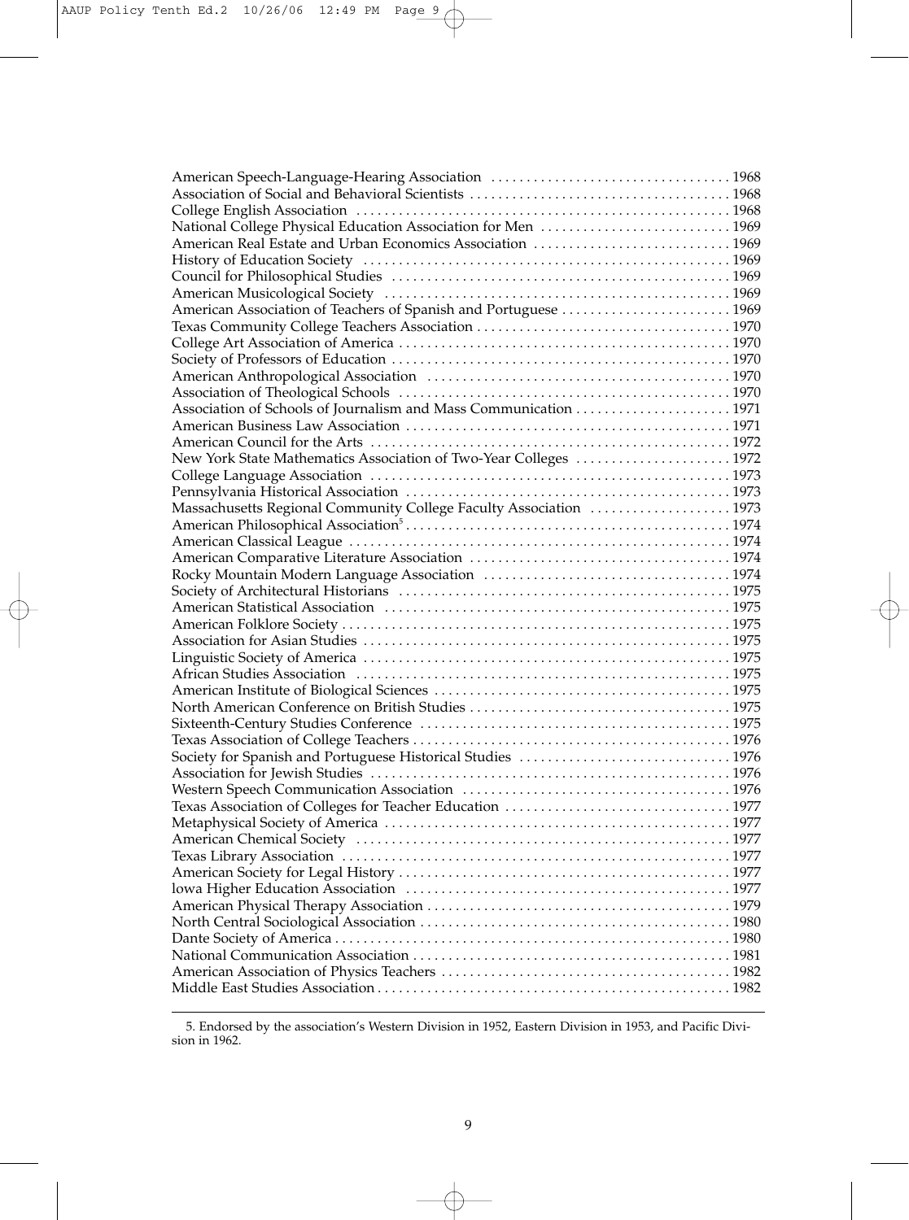| | |
|---|---|
| American Speech-Language-Hearing Association | 1968 |
| Association of Social and Behavioral Scientists | 1968 |
| College English Association | 1968 |
| National College Physical Education Association for Men | 1969 |
| American Real Estate and Urban Economics Association | 1969 |
| History of Education Society | 1969 |
| Council for Philosophical Studies | 1969 |
| American Musicological Society | 1969 |
| American Association of Teachers of Spanish and Portuguese | 1969 |
| Texas Community College Teachers Association | 1970 |
| College Art Association of America | 1970 |
| Society of Professors of Education | 1970 |
| American Anthropological Association | 1970 |
| Association of Theological Schools | 1970 |
| Association of Schools of Journalism and Mass Communication | 1971 |
| American Business Law Association | 1971 |
| American Council for the Arts | 1972 |
| New York State Mathematics Association of Two-Year Colleges | 1972 |
| College Language Association | 1973 |
| Pennsylvania Historical Association | 1973 |
| Massachusetts Regional Community College Faculty Association | 1973 |
| American Philosophical Association[5] | 1974 |
| American Classical League | 1974 |
| American Comparative Literature Association | 1974 |
| Rocky Mountain Modern Language Association | 1974 |
| Society of Architectural Historians | 1975 |
| American Statistical Association | 1975 |
| American Folklore Society | 1975 |
| Association for Asian Studies | 1975 |
| Linguistic Society of America | 1975 |
| African Studies Association | 1975 |
| American Institute of Biological Sciences | 1975 |
| North American Conference on British Studies | 1975 |
| Sixteenth-Century Studies Conference | 1975 |
| Texas Association of College Teachers | 1976 |
| Society for Spanish and Portuguese Historical Studies | 1976 |
| Association for Jewish Studies | 1976 |
| Western Speech Communication Association | 1976 |
| Texas Association of Colleges for Teacher Education | 1977 |
| Metaphysical Society of America | 1977 |
| American Chemical Society | 1977 |
| Texas Library Association | 1977 |
| American Society for Legal History | 1977 |
| Iowa Higher Education Association | 1977 |
| American Physical Therapy Association | 1979 |
| North Central Sociological Association | 1980 |
| Dante Society of America | 1980 |
| National Communication Association | 1981 |
| American Association of Physics Teachers | 1982 |
| Middle East Studies Association | 1982 |

5. Endorsed by the association's Western Division in 1952, Eastern Division in 1953, and Pacific Division in 1962.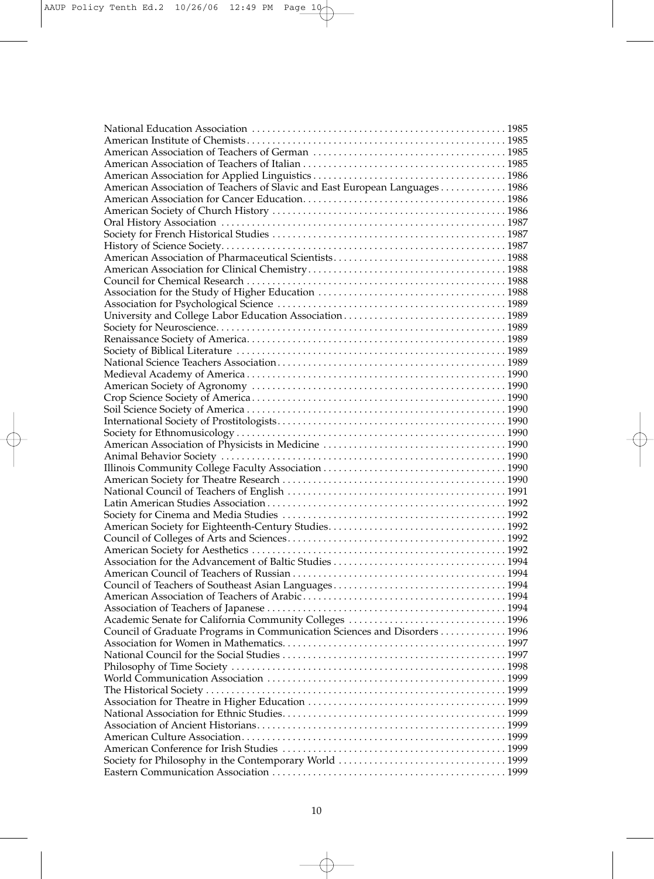National Education Association . . . . . . . . . . . . . . . . . . . . . . . . . . . . . . . . . . . . . . . . . . . . . . . . . . 1985
American Institute of Chemists . . . . . . . . . . . . . . . . . . . . . . . . . . . . . . . . . . . . . . . . . . . . . . . . . . 1985
American Association of Teachers of German . . . . . . . . . . . . . . . . . . . . . . . . . . . . . . . . . . . . . 1985
American Association of Teachers of Italian . . . . . . . . . . . . . . . . . . . . . . . . . . . . . . . . . . . . . . . 1985
American Association for Applied Linguistics . . . . . . . . . . . . . . . . . . . . . . . . . . . . . . . . . . . . . 1986
American Association of Teachers of Slavic and East European Languages . . . . . . . . . . . . . 1986
American Association for Cancer Education. . . . . . . . . . . . . . . . . . . . . . . . . . . . . . . . . . . . . . . 1986
American Society of Church History . . . . . . . . . . . . . . . . . . . . . . . . . . . . . . . . . . . . . . . . . . . . . 1986
Oral History Association . . . . . . . . . . . . . . . . . . . . . . . . . . . . . . . . . . . . . . . . . . . . . . . . . . . . . . . 1987
Society for French Historical Studies . . . . . . . . . . . . . . . . . . . . . . . . . . . . . . . . . . . . . . . . . . . . . 1987
History of Science Society. . . . . . . . . . . . . . . . . . . . . . . . . . . . . . . . . . . . . . . . . . . . . . . . . . . . . . . 1987
American Association of Pharmaceutical Scientists . . . . . . . . . . . . . . . . . . . . . . . . . . . . . . . . . 1988
American Association for Clinical Chemistry . . . . . . . . . . . . . . . . . . . . . . . . . . . . . . . . . . . . . . 1988
Council for Chemical Research . . . . . . . . . . . . . . . . . . . . . . . . . . . . . . . . . . . . . . . . . . . . . . . . . . 1988
Association for the Study of Higher Education . . . . . . . . . . . . . . . . . . . . . . . . . . . . . . . . . . . . 1988
Association for Psychological Science . . . . . . . . . . . . . . . . . . . . . . . . . . . . . . . . . . . . . . . . . . . . 1989
University and College Labor Education Association . . . . . . . . . . . . . . . . . . . . . . . . . . . . . . . 1989
Society for Neuroscience. . . . . . . . . . . . . . . . . . . . . . . . . . . . . . . . . . . . . . . . . . . . . . . . . . . . . . . . 1989
Renaissance Society of America. . . . . . . . . . . . . . . . . . . . . . . . . . . . . . . . . . . . . . . . . . . . . . . . . . 1989
Society of Biblical Literature . . . . . . . . . . . . . . . . . . . . . . . . . . . . . . . . . . . . . . . . . . . . . . . . . . . . 1989
National Science Teachers Association . . . . . . . . . . . . . . . . . . . . . . . . . . . . . . . . . . . . . . . . . . . . 1989
Medieval Academy of America . . . . . . . . . . . . . . . . . . . . . . . . . . . . . . . . . . . . . . . . . . . . . . . . . . 1990
American Society of Agronomy . . . . . . . . . . . . . . . . . . . . . . . . . . . . . . . . . . . . . . . . . . . . . . . . . 1990
Crop Science Society of America . . . . . . . . . . . . . . . . . . . . . . . . . . . . . . . . . . . . . . . . . . . . . . . . . 1990
Soil Science Society of America . . . . . . . . . . . . . . . . . . . . . . . . . . . . . . . . . . . . . . . . . . . . . . . . . . 1990
International Society of Prostitologists . . . . . . . . . . . . . . . . . . . . . . . . . . . . . . . . . . . . . . . . . . . . 1990
Society for Ethnomusicology . . . . . . . . . . . . . . . . . . . . . . . . . . . . . . . . . . . . . . . . . . . . . . . . . . . . 1990
American Association of Physicists in Medicine . . . . . . . . . . . . . . . . . . . . . . . . . . . . . . . . . . . 1990
Animal Behavior Society . . . . . . . . . . . . . . . . . . . . . . . . . . . . . . . . . . . . . . . . . . . . . . . . . . . . . . . 1990
Illinois Community College Faculty Association . . . . . . . . . . . . . . . . . . . . . . . . . . . . . . . . . . . 1990
American Society for Theatre Research . . . . . . . . . . . . . . . . . . . . . . . . . . . . . . . . . . . . . . . . . . . 1990
National Council of Teachers of English . . . . . . . . . . . . . . . . . . . . . . . . . . . . . . . . . . . . . . . . . . 1991
Latin American Studies Association . . . . . . . . . . . . . . . . . . . . . . . . . . . . . . . . . . . . . . . . . . . . . . 1992
Society for Cinema and Media Studies . . . . . . . . . . . . . . . . . . . . . . . . . . . . . . . . . . . . . . . . . . . 1992
American Society for Eighteenth-Century Studies. . . . . . . . . . . . . . . . . . . . . . . . . . . . . . . . . . . 1992
Council of Colleges of Arts and Sciences. . . . . . . . . . . . . . . . . . . . . . . . . . . . . . . . . . . . . . . . . . . 1992
American Society for Aesthetics . . . . . . . . . . . . . . . . . . . . . . . . . . . . . . . . . . . . . . . . . . . . . . . . . 1992
Association for the Advancement of Baltic Studies . . . . . . . . . . . . . . . . . . . . . . . . . . . . . . . . . 1994
American Council of Teachers of Russian . . . . . . . . . . . . . . . . . . . . . . . . . . . . . . . . . . . . . . . . . 1994
Council of Teachers of Southeast Asian Languages . . . . . . . . . . . . . . . . . . . . . . . . . . . . . . . . . 1994
American Association of Teachers of Arabic . . . . . . . . . . . . . . . . . . . . . . . . . . . . . . . . . . . . . . . 1994
Association of Teachers of Japanese . . . . . . . . . . . . . . . . . . . . . . . . . . . . . . . . . . . . . . . . . . . . . . 1994
Academic Senate for California Community Colleges . . . . . . . . . . . . . . . . . . . . . . . . . . . . . . 1996
Council of Graduate Programs in Communication Sciences and Disorders . . . . . . . . . . . . . 1996
Association for Women in Mathematics. . . . . . . . . . . . . . . . . . . . . . . . . . . . . . . . . . . . . . . . . . . 1997
National Council for the Social Studies . . . . . . . . . . . . . . . . . . . . . . . . . . . . . . . . . . . . . . . . . . . 1997
Philosophy of Time Society . . . . . . . . . . . . . . . . . . . . . . . . . . . . . . . . . . . . . . . . . . . . . . . . . . . . . 1998
World Communication Association . . . . . . . . . . . . . . . . . . . . . . . . . . . . . . . . . . . . . . . . . . . . . . 1999
The Historical Society . . . . . . . . . . . . . . . . . . . . . . . . . . . . . . . . . . . . . . . . . . . . . . . . . . . . . . . . . . 1999
Association for Theatre in Higher Education . . . . . . . . . . . . . . . . . . . . . . . . . . . . . . . . . . . . . . 1999
National Association for Ethnic Studies. . . . . . . . . . . . . . . . . . . . . . . . . . . . . . . . . . . . . . . . . . . 1999
Association of Ancient Historians. . . . . . . . . . . . . . . . . . . . . . . . . . . . . . . . . . . . . . . . . . . . . . . . 1999
American Culture Association. . . . . . . . . . . . . . . . . . . . . . . . . . . . . . . . . . . . . . . . . . . . . . . . . . . 1999
American Conference for Irish Studies . . . . . . . . . . . . . . . . . . . . . . . . . . . . . . . . . . . . . . . . . . . 1999
Society for Philosophy in the Contemporary World . . . . . . . . . . . . . . . . . . . . . . . . . . . . . . . . 1999
Eastern Communication Association . . . . . . . . . . . . . . . . . . . . . . . . . . . . . . . . . . . . . . . . . . . . . 1999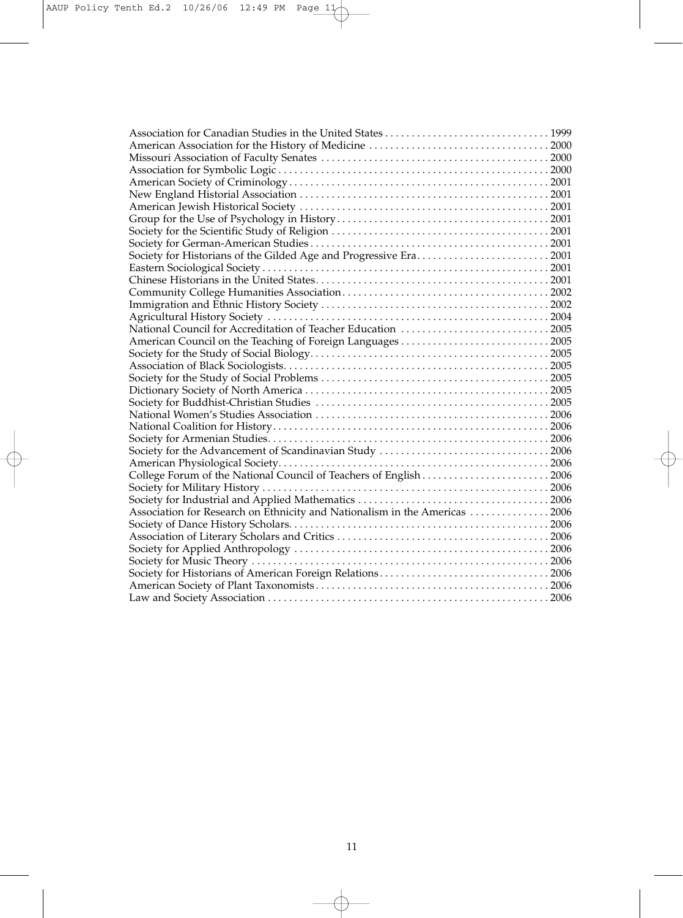| | |
|---|---|
| Association for Canadian Studies in the United States | 1999 |
| American Association for the History of Medicine | 2000 |
| Missouri Association of Faculty Senates | 2000 |
| Association for Symbolic Logic | 2000 |
| American Society of Criminology | 2001 |
| New England Historial Association | 2001 |
| American Jewish Historical Society | 2001 |
| Group for the Use of Psychology in History | 2001 |
| Society for the Scientific Study of Religion | 2001 |
| Society for German-American Studies | 2001 |
| Society for Historians of the Gilded Age and Progressive Era | 2001 |
| Eastern Sociological Society | 2001 |
| Chinese Historians in the United States | 2001 |
| Community College Humanities Association | 2002 |
| Immigration and Ethnic History Society | 2002 |
| Agricultural History Society | 2004 |
| National Council for Accreditation of Teacher Education | 2005 |
| American Council on the Teaching of Foreign Languages | 2005 |
| Society for the Study of Social Biology | 2005 |
| Association of Black Sociologists | 2005 |
| Society for the Study of Social Problems | 2005 |
| Dictionary Society of North America | 2005 |
| Society for Buddhist-Christian Studies | 2005 |
| National Women's Studies Association | 2006 |
| National Coalition for History | 2006 |
| Society for Armenian Studies | 2006 |
| Society for the Advancement of Scandinavian Study | 2006 |
| American Physiological Society | 2006 |
| College Forum of the National Council of Teachers of English | 2006 |
| Society for Military History | 2006 |
| Society for Industrial and Applied Mathematics | 2006 |
| Association for Research on Ethnicity and Nationalism in the Americas | 2006 |
| Society of Dance History Scholars | 2006 |
| Association of Literary Scholars and Critics | 2006 |
| Society for Applied Anthropology | 2006 |
| Society for Music Theory | 2006 |
| Society for Historians of American Foreign Relations | 2006 |
| American Society of Plant Taxonomists | 2006 |
| Law and Society Association | 2006 |